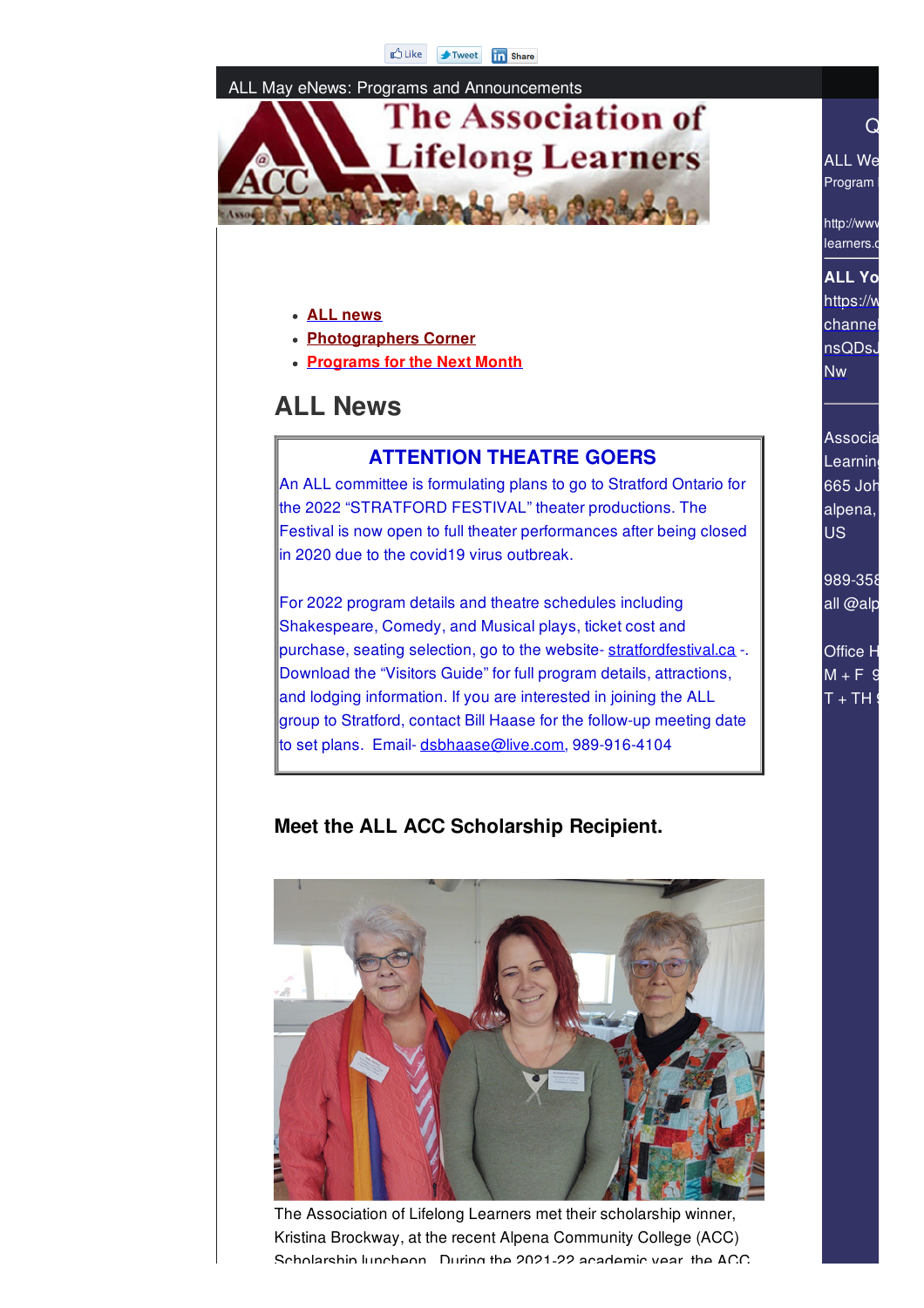ALL May eNews: Programs and Announcements

- **ALL news**
- **Photographers Corner**
- **Programs for the Next Month**

## ALL News

### ATTENTION THEATRE GOERS

An ALL committee is formulating plans to go to Stratford Ontario for the 2022 "STRATFORD FESTIVAL" theater productions. The Festival is now open to full theater performances after being closed in 2020 due to the covid19 virus outbreak.

For 2022 program details and theatre schedules including Shakespeare, Comedy, and Musical plays, ticket cost and purchase, seating selection, go to the website- stratfordfestival.ca -. Download the "Visitors Guide" for full program details, attractions, and lodging information. If you are interested in joining the ALL group to Stratford, contact Bill Haase for the follow-up meeting date to set plans. Email- dsbhaase@live.com, 989-916-4104

### Meet the ALL ACC Scholarship Recipient.

The Association of Lifelong Learners met their scholarship winner, Kristina Brockway, at the recent Alpena Community College (ACC) Scholarship luncheon. During the 2021-22 academic year, the ACC

ALL We
Program

http://www
learners.c

**ALL Yo**
https://w
channel
nsQDsJ
Nw

Associa
Learnin
665 Joh
alpena,
US

989-358
all @alp

Office H
M + F 9
T + TH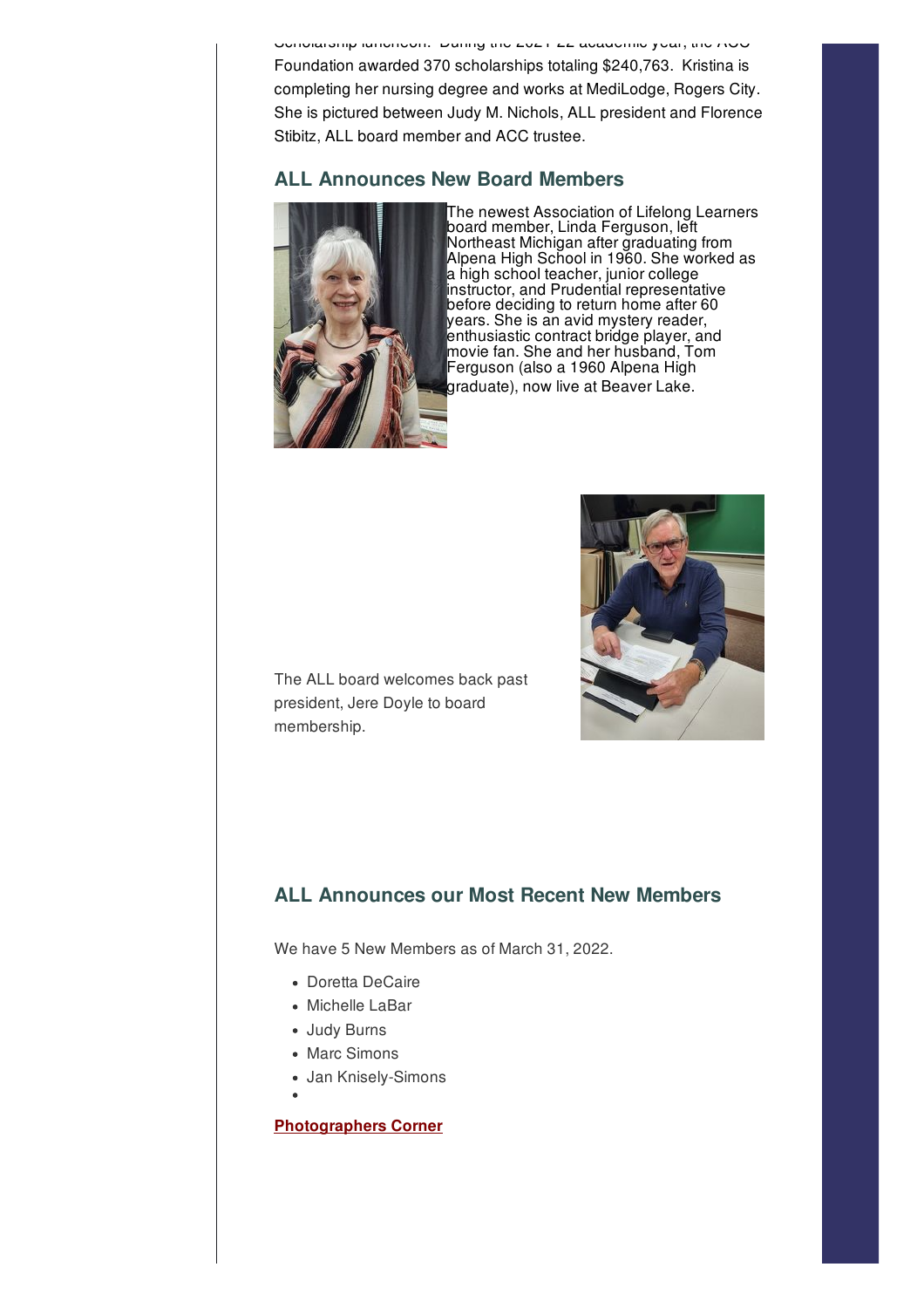Scholarship luncheon. During the 2021-22 academic year, the ACC Foundation awarded 370 scholarships totaling $240,763. Kristina is completing her nursing degree and works at MediLodge, Rogers City. She is pictured between Judy M. Nichols, ALL president and Florence Stibitz, ALL board member and ACC trustee.

## ALL Announces New Board Members

The newest Association of Lifelong Learners board member, Linda Ferguson, left Northeast Michigan after graduating from Alpena High School in 1960. She worked as a high school teacher, junior college instructor, and Prudential representative before deciding to return home after 60 years. She is an avid mystery reader, enthusiastic contract bridge player, and movie fan. She and her husband, Tom Ferguson (also a 1960 Alpena High graduate), now live at Beaver Lake.

The ALL board welcomes back past president, Jere Doyle to board membership.

## ALL Announces our Most Recent New Members

We have 5 New Members as of March 31, 2022.

- Doretta DeCaire
- Michelle LaBar
- Judy Burns
- Marc Simons
- Jan Knisely-Simons

**Photographers Corner**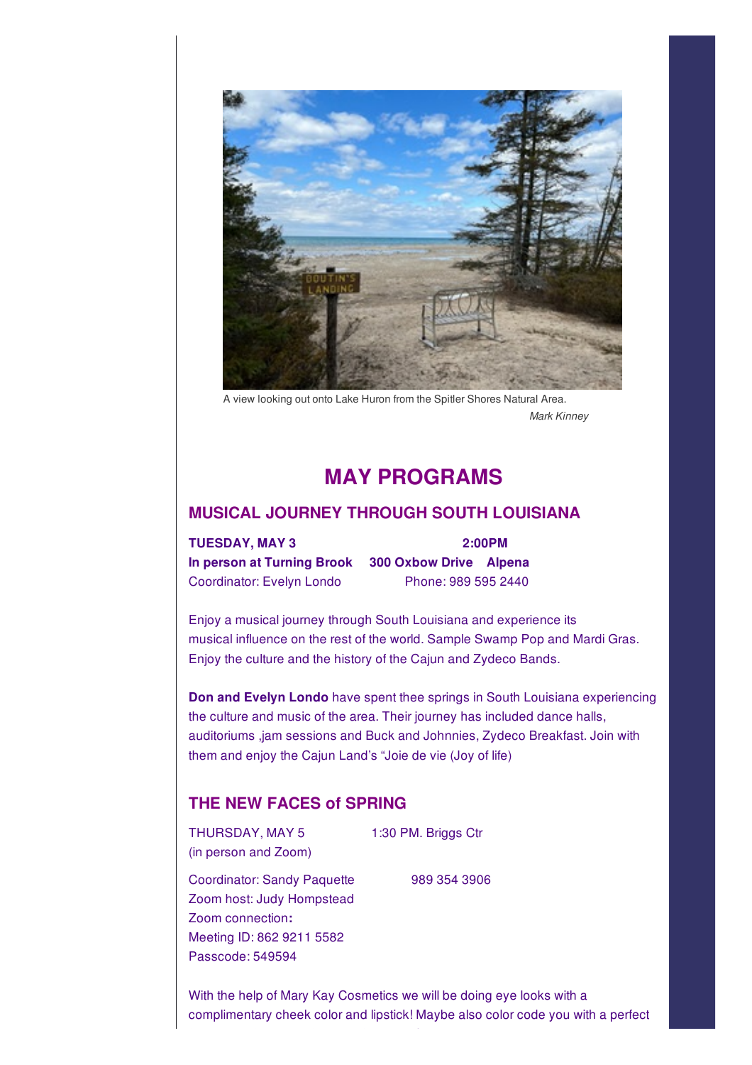A view looking out onto Lake Huron from the Spitler Shores Natural Area.

*Mark Kinney*

# MAY PROGRAMS

## MUSICAL JOURNEY THROUGH SOUTH LOUISIANA

**TUESDAY, MAY 3** **2:00PM**

**In person at Turning Brook 300 Oxbow Drive Alpena**

Coordinator: Evelyn Londo Phone: 989 595 2440

Enjoy a musical journey through South Louisiana and experience its musical influence on the rest of the world. Sample Swamp Pop and Mardi Gras. Enjoy the culture and the history of the Cajun and Zydeco Bands.

**Don and Evelyn Londo** have spent thee springs in South Louisiana experiencing the culture and music of the area. Their journey has included dance halls, auditoriums ,jam sessions and Buck and Johnnies, Zydeco Breakfast. Join with them and enjoy the Cajun Land's "Joie de vie (Joy of life)

## THE NEW FACES of SPRING

THURSDAY, MAY 5 1:30 PM. Briggs Ctr
(in person and Zoom)

Coordinator: Sandy Paquette 989 354 3906
Zoom host: Judy Hompstead
Zoom connection**:**
Meeting ID: 862 9211 5582
Passcode: 549594

With the help of Mary Kay Cosmetics we will be doing eye looks with a complimentary cheek color and lipstick! Maybe also color code you with a perfect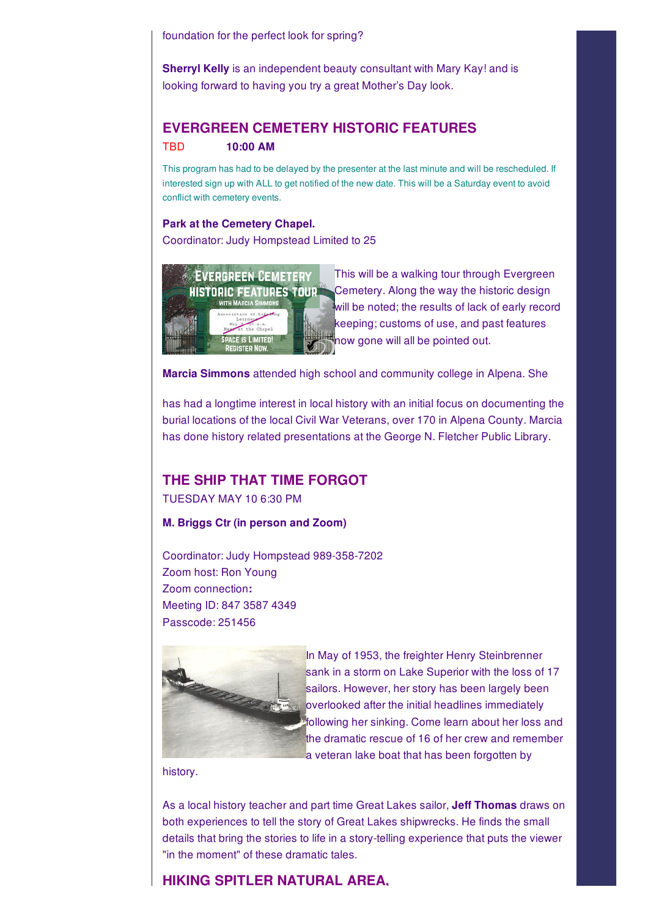foundation for the perfect look for spring?

**Sherryl Kelly** is an independent beauty consultant with Mary Kay! and is looking forward to having you try a great Mother's Day look.

## EVERGREEN CEMETERY HISTORIC FEATURES

TBD **10:00 AM**

This program has had to be delayed by the presenter at the last minute and will be rescheduled. If interested sign up with ALL to get notified of the new date. This will be a Saturday event to avoid conflict with cemetery events.

**Park at the Cemetery Chapel.**

Coordinator: Judy Hompstead Limited to 25

This will be a walking tour through Evergreen Cemetery. Along the way the historic design will be noted; the results of lack of early record keeping; customs of use, and past features now gone will all be pointed out.

**Marcia Simmons** attended high school and community college in Alpena. She

has had a longtime interest in local history with an initial focus on documenting the burial locations of the local Civil War Veterans, over 170 in Alpena County. Marcia has done history related presentations at the George N. Fletcher Public Library.

## THE SHIP THAT TIME FORGOT

TUESDAY MAY 10 6:30 PM

**M. Briggs Ctr (in person and Zoom)**

Coordinator: Judy Hompstead 989-358-7202
Zoom host: Ron Young
Zoom connection**:**
Meeting ID: 847 3587 4349
Passcode: 251456

In May of 1953, the freighter Henry Steinbrenner sank in a storm on Lake Superior with the loss of 17 sailors. However, her story has been largely been overlooked after the initial headlines immediately following her sinking. Come learn about her loss and the dramatic rescue of 16 of her crew and remember a veteran lake boat that has been forgotten by history.

As a local history teacher and part time Great Lakes sailor, **Jeff Thomas** draws on both experiences to tell the story of Great Lakes shipwrecks. He finds the small details that bring the stories to life in a story-telling experience that puts the viewer "in the moment" of these dramatic tales.

## HIKING SPITLER NATURAL AREA,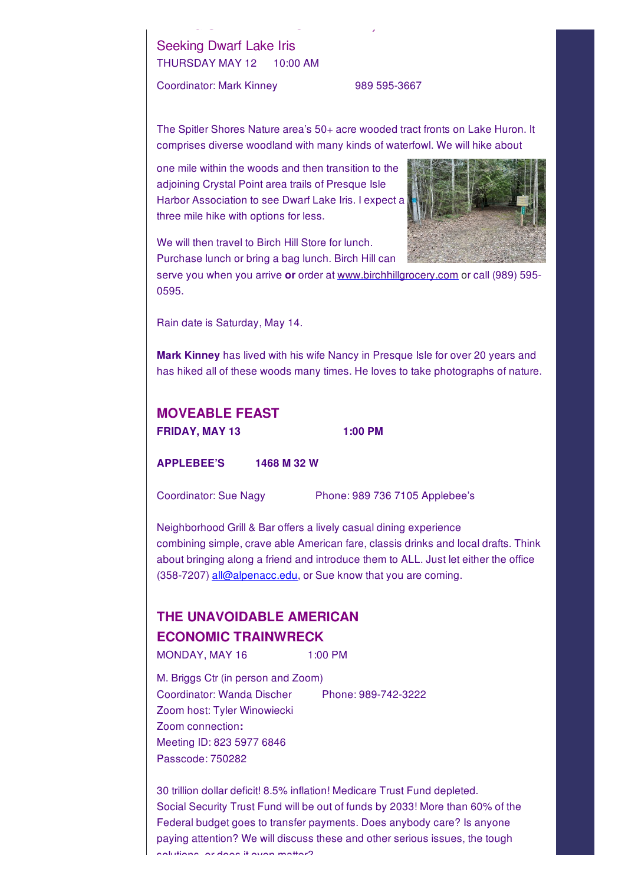## Seeking Dwarf Lake Iris

THURSDAY MAY 12 10:00 AM

Coordinator: Mark Kinney 989 595-3667

The Spitler Shores Nature area's 50+ acre wooded tract fronts on Lake Huron. It comprises diverse woodland with many kinds of waterfowl. We will hike about one mile within the woods and then transition to the adjoining Crystal Point area trails of Presque Isle Harbor Association to see Dwarf Lake Iris. I expect a three mile hike with options for less.

We will then travel to Birch Hill Store for lunch. Purchase lunch or bring a bag lunch. Birch Hill can serve you when you arrive **or** order at www.birchhillgrocery.com or call (989) 595-0595.

Rain date is Saturday, May 14.

**Mark Kinney** has lived with his wife Nancy in Presque Isle for over 20 years and has hiked all of these woods many times. He loves to take photographs of nature.

## MOVEABLE FEAST

**FRIDAY, MAY 13 1:00 PM**

**APPLEBEE'S 1468 M 32 W**

Coordinator: Sue Nagy Phone: 989 736 7105 Applebee's

Neighborhood Grill & Bar offers a lively casual dining experience combining simple, crave able American fare, classis drinks and local drafts. Think about bringing along a friend and introduce them to ALL. Just let either the office (358-7207) all@alpenacc.edu, or Sue know that you are coming.

## THE UNAVOIDABLE AMERICAN ECONOMIC TRAINWRECK

MONDAY, MAY 16 1:00 PM

M. Briggs Ctr (in person and Zoom)
Coordinator: Wanda Discher Phone: 989-742-3222
Zoom host: Tyler Winowiecki
Zoom connection**:**
Meeting ID: 823 5977 6846
Passcode: 750282

30 trillion dollar deficit! 8.5% inflation! Medicare Trust Fund depleted. Social Security Trust Fund will be out of funds by 2033! More than 60% of the Federal budget goes to transfer payments. Does anybody care? Is anyone paying attention? We will discuss these and other serious issues, the tough solutions, or does it even matter?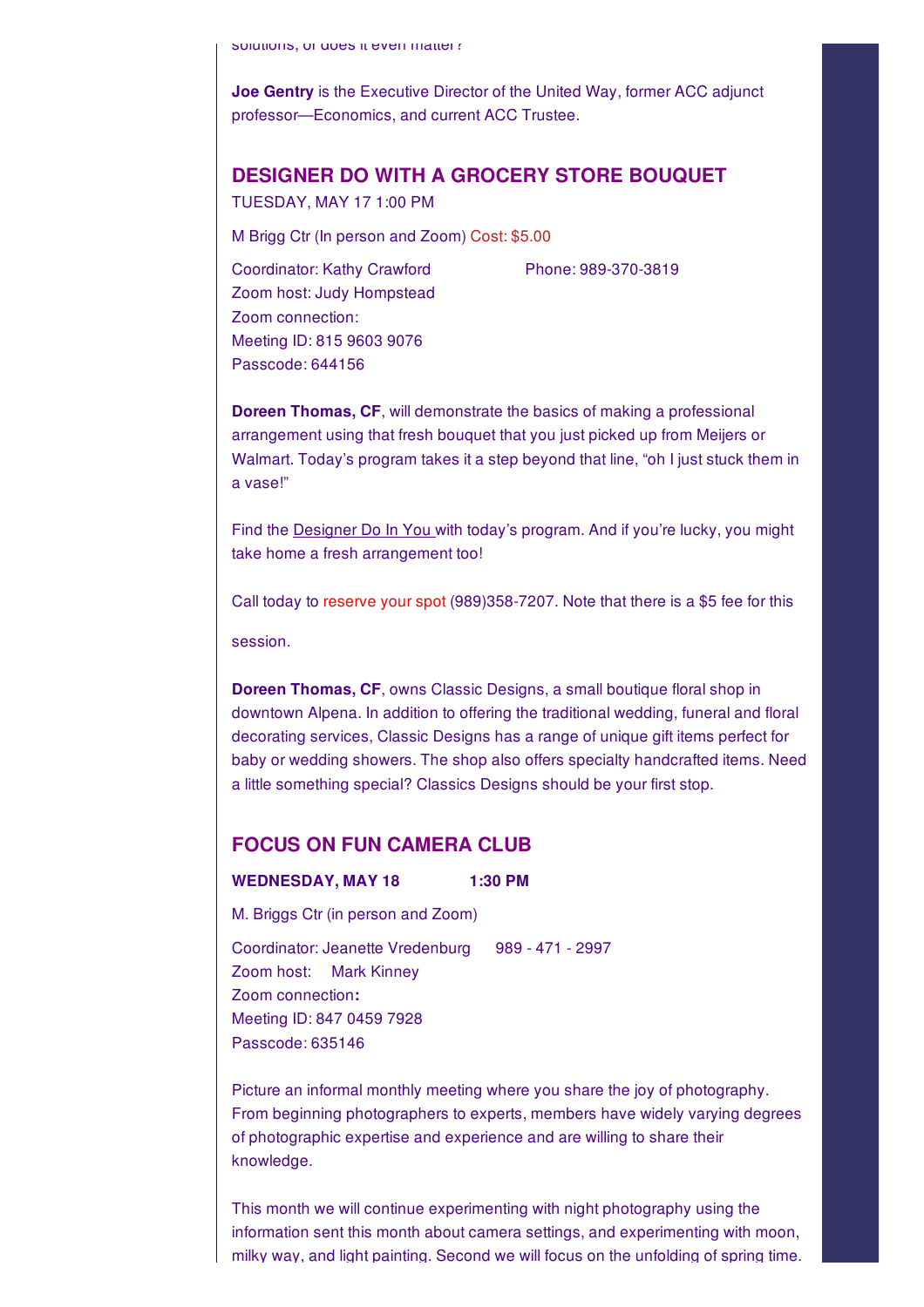solutions, or does it even matter?

**Joe Gentry** is the Executive Director of the United Way, former ACC adjunct professor—Economics, and current ACC Trustee.

## DESIGNER DO WITH A GROCERY STORE BOUQUET

TUESDAY, MAY 17 1:00 PM

M Brigg Ctr (In person and Zoom) Cost: $5.00

Coordinator: Kathy Crawford Phone: 989-370-3819
Zoom host: Judy Hompstead
Zoom connection:
Meeting ID: 815 9603 9076
Passcode: 644156

**Doreen Thomas, CF**, will demonstrate the basics of making a professional arrangement using that fresh bouquet that you just picked up from Meijers or Walmart. Today's program takes it a step beyond that line, "oh I just stuck them in a vase!"

Find the Designer Do In You with today's program. And if you're lucky, you might take home a fresh arrangement too!

Call today to reserve your spot (989)358-7207. Note that there is a $5 fee for this session.

**Doreen Thomas, CF**, owns Classic Designs, a small boutique floral shop in downtown Alpena. In addition to offering the traditional wedding, funeral and floral decorating services, Classic Designs has a range of unique gift items perfect for baby or wedding showers. The shop also offers specialty handcrafted items. Need a little something special? Classics Designs should be your first stop.

## FOCUS ON FUN CAMERA CLUB

**WEDNESDAY, MAY 18 1:30 PM**

M. Briggs Ctr (in person and Zoom)

Coordinator: Jeanette Vredenburg 989 - 471 - 2997
Zoom host: Mark Kinney
Zoom connection**:**
Meeting ID: 847 0459 7928
Passcode: 635146

Picture an informal monthly meeting where you share the joy of photography. From beginning photographers to experts, members have widely varying degrees of photographic expertise and experience and are willing to share their knowledge.

This month we will continue experimenting with night photography using the information sent this month about camera settings, and experimenting with moon, milky way, and light painting. Second we will focus on the unfolding of spring time.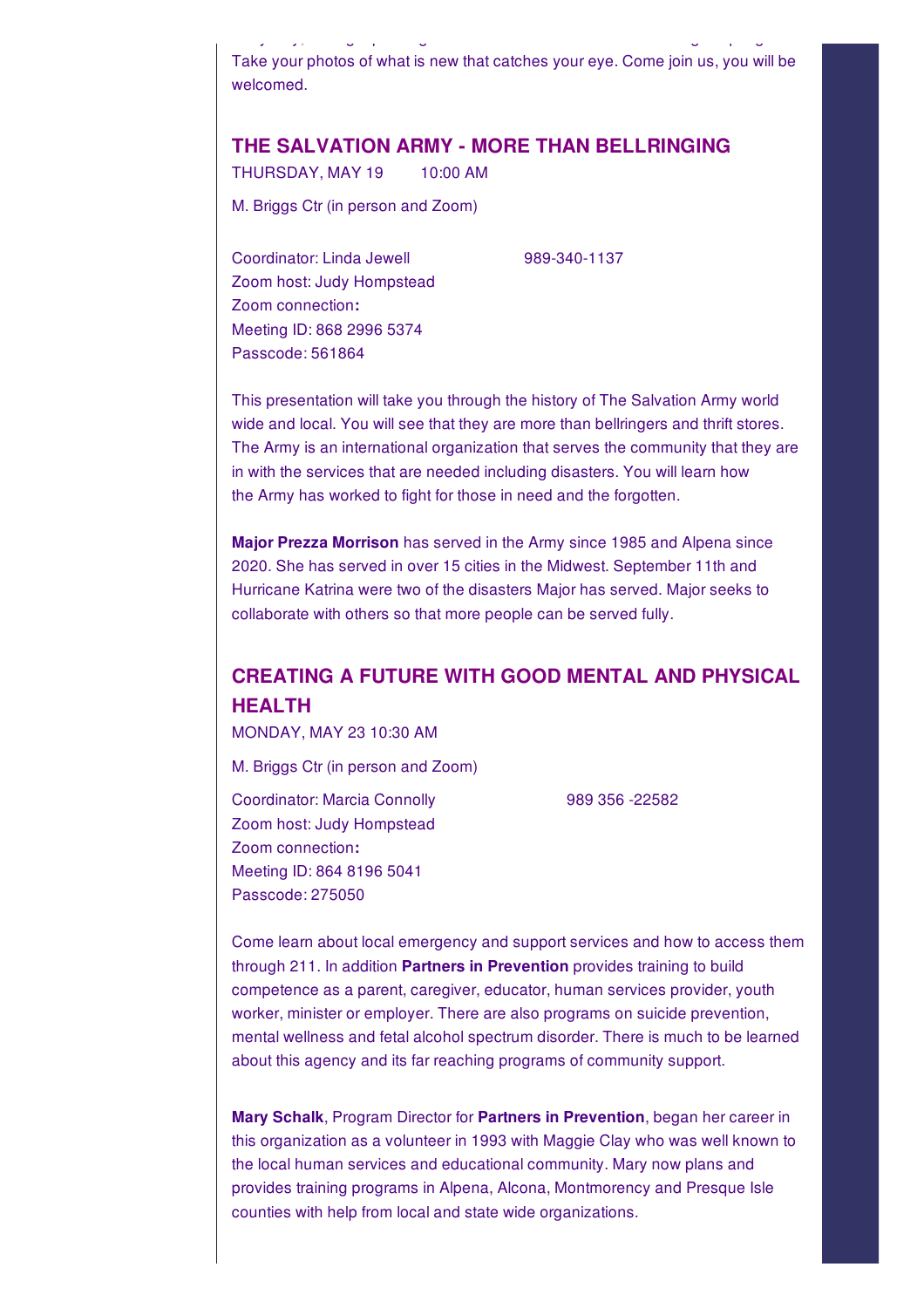Take your photos of what is new that catches your eye. Come join us, you will be welcomed.

## THE SALVATION ARMY - MORE THAN BELLRINGING

THURSDAY, MAY 19 10:00 AM

M. Briggs Ctr (in person and Zoom)

Coordinator: Linda Jewell 989-340-1137
Zoom host: Judy Hompstead
Zoom connection**:**
Meeting ID: 868 2996 5374
Passcode: 561864

This presentation will take you through the history of The Salvation Army world wide and local. You will see that they are more than bellringers and thrift stores. The Army is an international organization that serves the community that they are in with the services that are needed including disasters. You will learn how the Army has worked to fight for those in need and the forgotten.

**Major Prezza Morrison** has served in the Army since 1985 and Alpena since 2020. She has served in over 15 cities in the Midwest. September 11th and Hurricane Katrina were two of the disasters Major has served. Major seeks to collaborate with others so that more people can be served fully.

## CREATING A FUTURE WITH GOOD MENTAL AND PHYSICAL HEALTH

MONDAY, MAY 23 10:30 AM

M. Briggs Ctr (in person and Zoom)

Coordinator: Marcia Connolly 989 356 -22582
Zoom host: Judy Hompstead
Zoom connection**:**
Meeting ID: 864 8196 5041
Passcode: 275050

Come learn about local emergency and support services and how to access them through 211. In addition **Partners in Prevention** provides training to build competence as a parent, caregiver, educator, human services provider, youth worker, minister or employer. There are also programs on suicide prevention, mental wellness and fetal alcohol spectrum disorder. There is much to be learned about this agency and its far reaching programs of community support.

**Mary Schalk**, Program Director for **Partners in Prevention**, began her career in this organization as a volunteer in 1993 with Maggie Clay who was well known to the local human services and educational community. Mary now plans and provides training programs in Alpena, Alcona, Montmorency and Presque Isle counties with help from local and state wide organizations.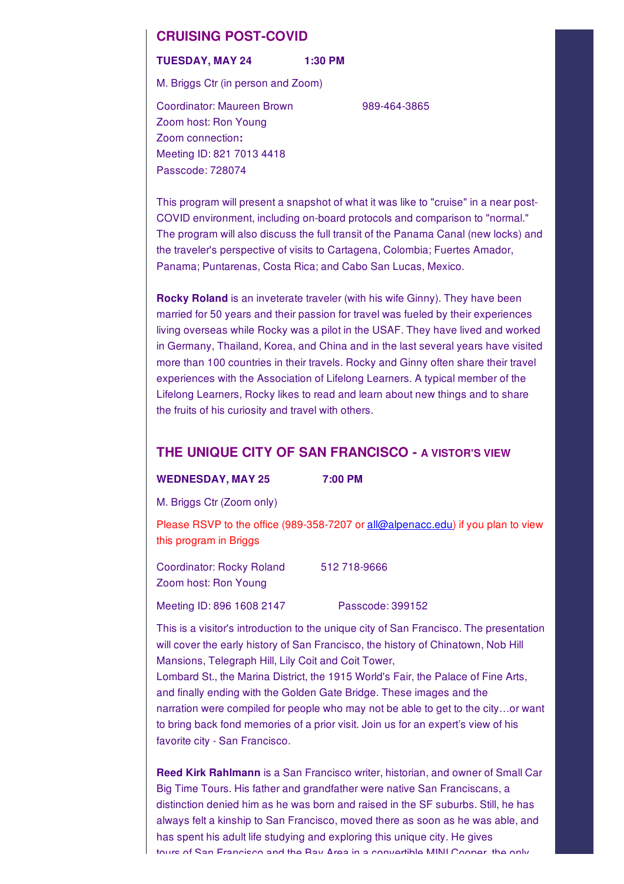## CRUISING POST-COVID

**TUESDAY, MAY 24 1:30 PM**

M. Briggs Ctr (in person and Zoom)

Coordinator: Maureen Brown 989-464-3865
Zoom host: Ron Young
Zoom connection**:**
Meeting ID: 821 7013 4418
Passcode: 728074

This program will present a snapshot of what it was like to "cruise" in a near post-COVID environment, including on-board protocols and comparison to "normal." The program will also discuss the full transit of the Panama Canal (new locks) and the traveler's perspective of visits to Cartagena, Colombia; Fuertes Amador, Panama; Puntarenas, Costa Rica; and Cabo San Lucas, Mexico.

**Rocky Roland** is an inveterate traveler (with his wife Ginny). They have been married for 50 years and their passion for travel was fueled by their experiences living overseas while Rocky was a pilot in the USAF. They have lived and worked in Germany, Thailand, Korea, and China and in the last several years have visited more than 100 countries in their travels. Rocky and Ginny often share their travel experiences with the Association of Lifelong Learners. A typical member of the Lifelong Learners, Rocky likes to read and learn about new things and to share the fruits of his curiosity and travel with others.

## THE UNIQUE CITY OF SAN FRANCISCO - A VISTOR'S VIEW

**WEDNESDAY, MAY 25 7:00 PM**

M. Briggs Ctr (Zoom only)

Please RSVP to the office (989-358-7207 or all@alpenacc.edu) if you plan to view this program in Briggs

Coordinator: Rocky Roland 512 718-9666
Zoom host: Ron Young

Meeting ID: 896 1608 2147 Passcode: 399152

This is a visitor's introduction to the unique city of San Francisco. The presentation will cover the early history of San Francisco, the history of Chinatown, Nob Hill Mansions, Telegraph Hill, Lily Coit and Coit Tower,
Lombard St., the Marina District, the 1915 World's Fair, the Palace of Fine Arts, and finally ending with the Golden Gate Bridge. These images and the narration were compiled for people who may not be able to get to the city…or want to bring back fond memories of a prior visit. Join us for an expert's view of his favorite city - San Francisco.

**Reed Kirk Rahlmann** is a San Francisco writer, historian, and owner of Small Car Big Time Tours. His father and grandfather were native San Franciscans, a distinction denied him as he was born and raised in the SF suburbs. Still, he has always felt a kinship to San Francisco, moved there as soon as he was able, and has spent his adult life studying and exploring this unique city. He gives tours of San Francisco and the Bay Area in a convertible MINI Cooper, the only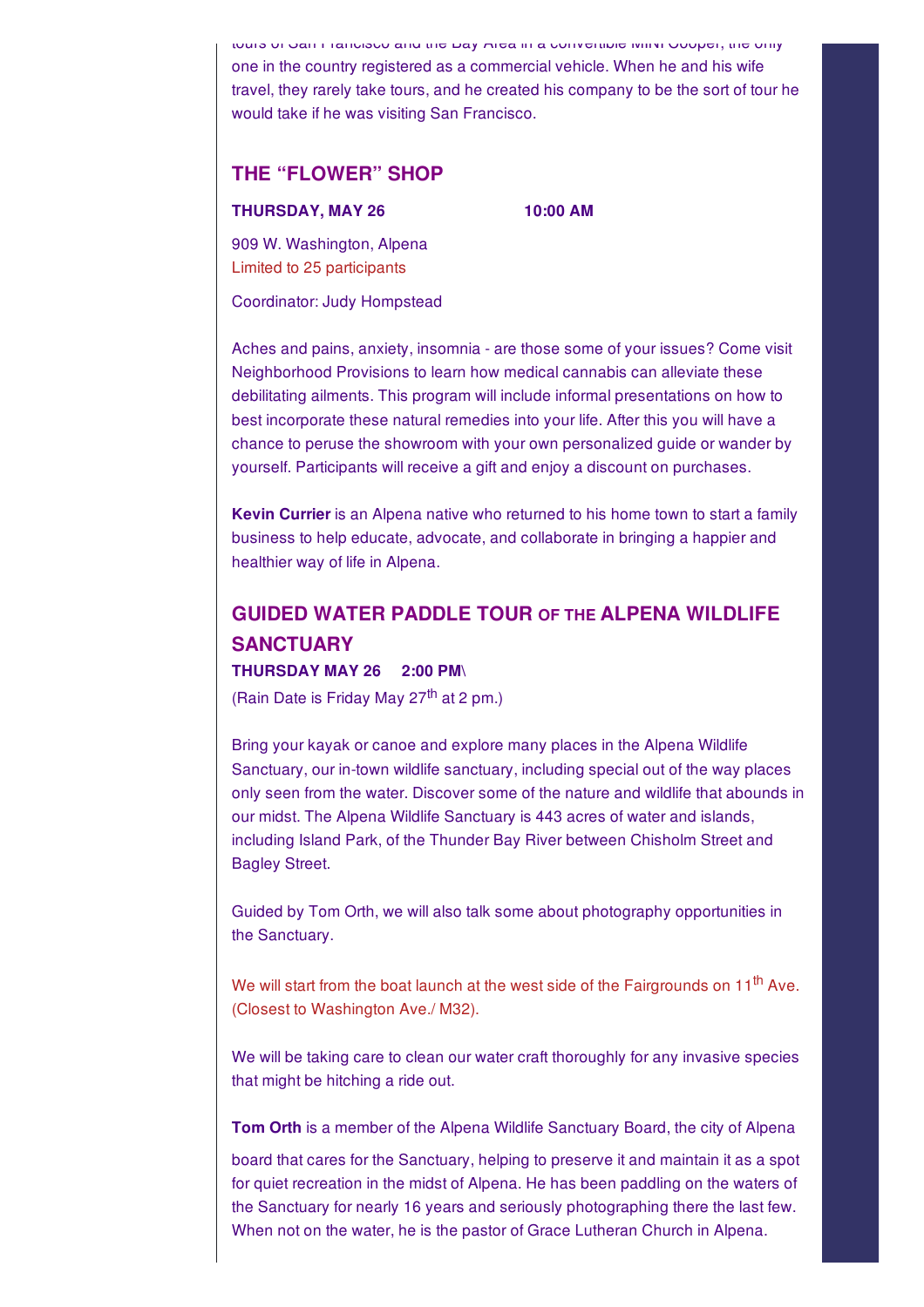tours of San Francisco and the Bay Area in a convertible MINI Cooper, the only one in the country registered as a commercial vehicle. When he and his wife travel, they rarely take tours, and he created his company to be the sort of tour he would take if he was visiting San Francisco.

## THE "FLOWER" SHOP

**THURSDAY, MAY 26** **10:00 AM**

909 W. Washington, Alpena
Limited to 25 participants

Coordinator: Judy Hompstead

Aches and pains, anxiety, insomnia - are those some of your issues? Come visit Neighborhood Provisions to learn how medical cannabis can alleviate these debilitating ailments. This program will include informal presentations on how to best incorporate these natural remedies into your life. After this you will have a chance to peruse the showroom with your own personalized guide or wander by yourself. Participants will receive a gift and enjoy a discount on purchases.

**Kevin Currier** is an Alpena native who returned to his home town to start a family business to help educate, advocate, and collaborate in bringing a happier and healthier way of life in Alpena.

## GUIDED WATER PADDLE TOUR OF THE ALPENA WILDLIFE SANCTUARY

**THURSDAY MAY 26 2:00 PM\**

(Rain Date is Friday May 27th at 2 pm.)

Bring your kayak or canoe and explore many places in the Alpena Wildlife Sanctuary, our in-town wildlife sanctuary, including special out of the way places only seen from the water. Discover some of the nature and wildlife that abounds in our midst. The Alpena Wildlife Sanctuary is 443 acres of water and islands, including Island Park, of the Thunder Bay River between Chisholm Street and Bagley Street.

Guided by Tom Orth, we will also talk some about photography opportunities in the Sanctuary.

We will start from the boat launch at the west side of the Fairgrounds on 11th Ave. (Closest to Washington Ave./ M32).

We will be taking care to clean our water craft thoroughly for any invasive species that might be hitching a ride out.

**Tom Orth** is a member of the Alpena Wildlife Sanctuary Board, the city of Alpena board that cares for the Sanctuary, helping to preserve it and maintain it as a spot for quiet recreation in the midst of Alpena. He has been paddling on the waters of the Sanctuary for nearly 16 years and seriously photographing there the last few. When not on the water, he is the pastor of Grace Lutheran Church in Alpena.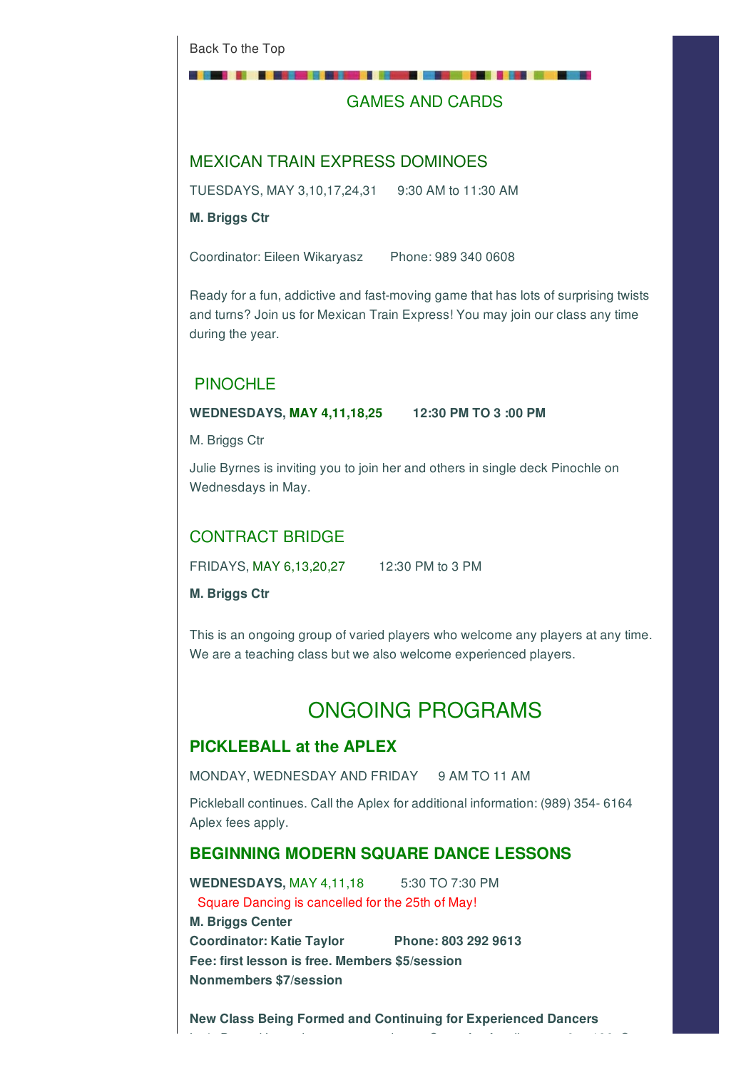Back To the Top

## GAMES AND CARDS

### MEXICAN TRAIN EXPRESS DOMINOES

TUESDAYS, MAY 3,10,17,24,31 9:30 AM to 11:30 AM

**M. Briggs Ctr**

Coordinator: Eileen Wikaryasz Phone: 989 340 0608

Ready for a fun, addictive and fast-moving game that has lots of surprising twists and turns? Join us for Mexican Train Express! You may join our class any time during the year.

### PINOCHLE

**WEDNESDAYS, MAY 4,11,18,25 12:30 PM TO 3 :00 PM**

M. Briggs Ctr

Julie Byrnes is inviting you to join her and others in single deck Pinochle on Wednesdays in May.

### CONTRACT BRIDGE

FRIDAYS, MAY 6,13,20,27 12:30 PM to 3 PM

**M. Briggs Ctr**

This is an ongoing group of varied players who welcome any players at any time. We are a teaching class but we also welcome experienced players.

## ONGOING PROGRAMS

### PICKLEBALL at the APLEX

MONDAY, WEDNESDAY AND FRIDAY 9 AM TO 11 AM

Pickleball continues. Call the Aplex for additional information: (989) 354- 6164 Aplex fees apply.

### BEGINNING MODERN SQUARE DANCE LESSONS

**WEDNESDAYS,** MAY 4,11,18 5:30 TO 7:30 PM

Square Dancing is cancelled for the 25th of May!

**M. Briggs Center**

**Coordinator: Katie Taylor Phone: 803 292 9613**

**Fee: first lesson is free. Members $5/session**

**Nonmembers $7/session**

**New Class Being Formed and Continuing for Experienced Dancers**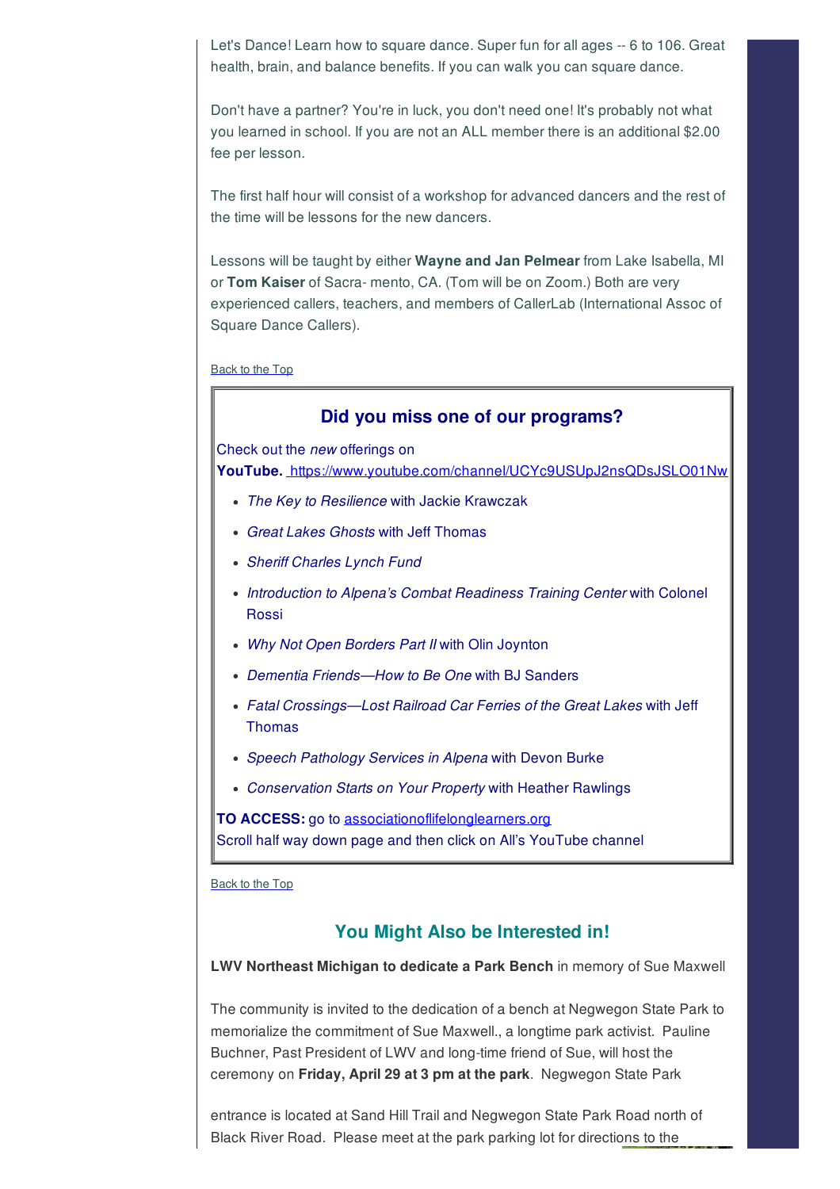Let's Dance! Learn how to square dance. Super fun for all ages -- 6 to 106. Great health, brain, and balance benefits. If you can walk you can square dance.

Don't have a partner? You're in luck, you don't need one! It's probably not what you learned in school. If you are not an ALL member there is an additional $2.00 fee per lesson.

The first half hour will consist of a workshop for advanced dancers and the rest of the time will be lessons for the new dancers.

Lessons will be taught by either **Wayne and Jan Pelmear** from Lake Isabella, MI or **Tom Kaiser** of Sacra- mento, CA. (Tom will be on Zoom.) Both are very experienced callers, teachers, and members of CallerLab (International Assoc of Square Dance Callers).

Back to the Top

## Did you miss one of our programs?

Check out the *new* offerings on **YouTube.** https://www.youtube.com/channel/UCYc9USUpJ2nsQDsJSLO01Nw

- *The Key to Resilience* with Jackie Krawczak
- *Great Lakes Ghosts* with Jeff Thomas
- *Sheriff Charles Lynch Fund*
- *Introduction to Alpena's Combat Readiness Training Center* with Colonel Rossi
- *Why Not Open Borders Part II* with Olin Joynton
- *Dementia Friends—How to Be One* with BJ Sanders
- *Fatal Crossings—Lost Railroad Car Ferries of the Great Lakes* with Jeff Thomas
- *Speech Pathology Services in Alpena* with Devon Burke
- *Conservation Starts on Your Property* with Heather Rawlings

**TO ACCESS:** go to associationoflifelonglearners.org
Scroll half way down page and then click on All's YouTube channel

Back to the Top

## You Might Also be Interested in!

**LWV Northeast Michigan to dedicate a Park Bench** in memory of Sue Maxwell

The community is invited to the dedication of a bench at Negwegon State Park to memorialize the commitment of Sue Maxwell., a longtime park activist. Pauline Buchner, Past President of LWV and long-time friend of Sue, will host the ceremony on **Friday, April 29 at 3 pm at the park**. Negwegon State Park

entrance is located at Sand Hill Trail and Negwegon State Park Road north of Black River Road. Please meet at the park parking lot for directions to the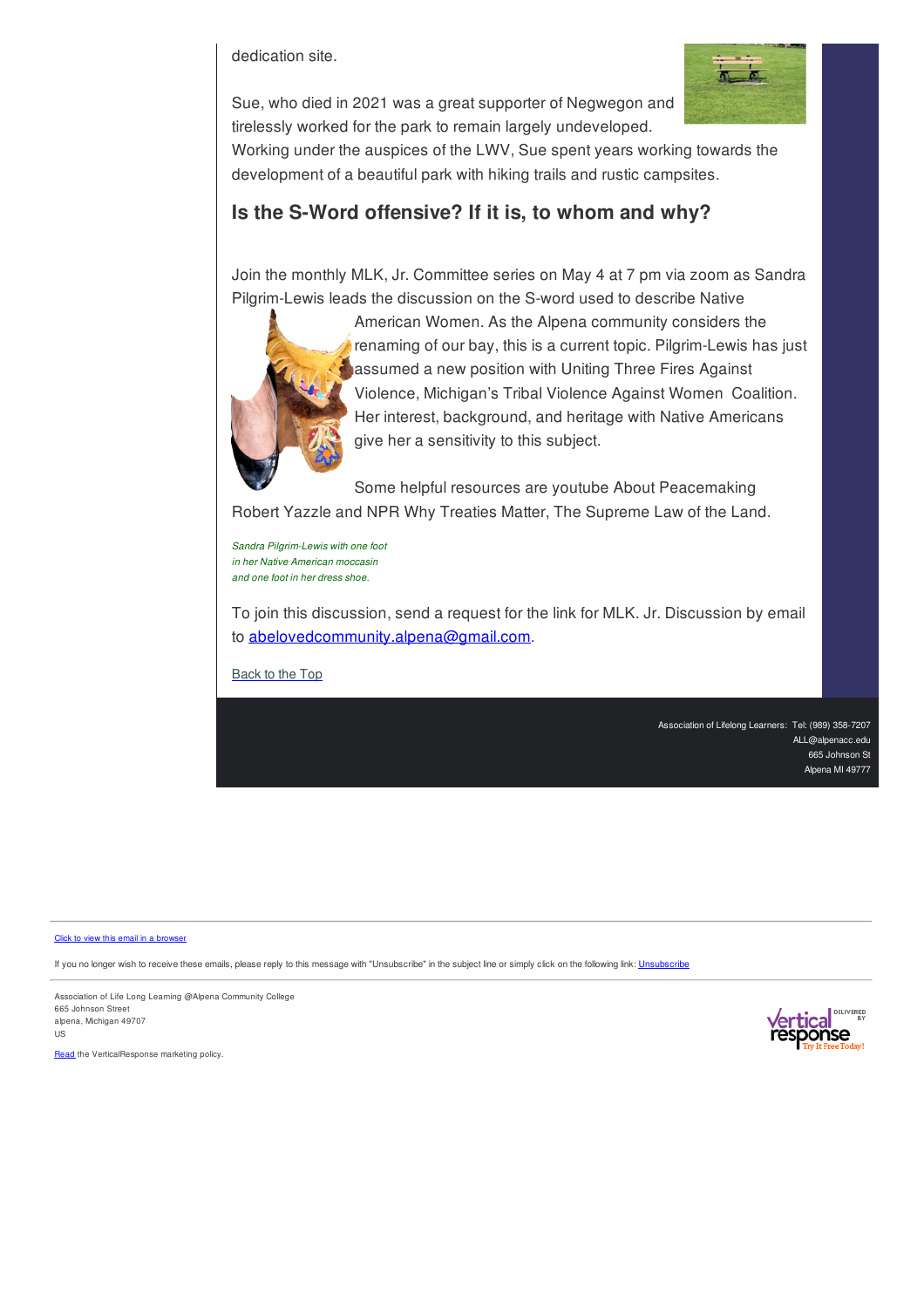dedication site.

Sue, who died in 2021 was a great supporter of Negwegon and tirelessly worked for the park to remain largely undeveloped. Working under the auspices of the LWV, Sue spent years working towards the development of a beautiful park with hiking trails and rustic campsites.

## Is the S-Word offensive? If it is, to whom and why?

Join the monthly MLK, Jr. Committee series on May 4 at 7 pm via zoom as Sandra Pilgrim-Lewis leads the discussion on the S-word used to describe Native American Women. As the Alpena community considers the renaming of our bay, this is a current topic. Pilgrim-Lewis has just assumed a new position with Uniting Three Fires Against Violence, Michigan's Tribal Violence Against Women Coalition. Her interest, background, and heritage with Native Americans give her a sensitivity to this subject.

Some helpful resources are youtube About Peacemaking Robert Yazzle and NPR Why Treaties Matter, The Supreme Law of the Land.

*Sandra Pilgrim-Lewis with one foot in her Native American moccasin and one foot in her dress shoe.*

To join this discussion, send a request for the link for MLK. Jr. Discussion by email to abelovedcommunity.alpena@gmail.com.

Back to the Top

Association of Lifelong Learners: Tel: (989) 358-7207
ALL@alpenacc.edu
665 Johnson St
Alpena MI 49777

Click to view this email in a browser

If you no longer wish to receive these emails, please reply to this message with "Unsubscribe" in the subject line or simply click on the following link: Unsubscribe

Association of Life Long Learning @Alpena Community College
665 Johnson Street
alpena, Michigan 49707
US

Read the VerticalResponse marketing policy.